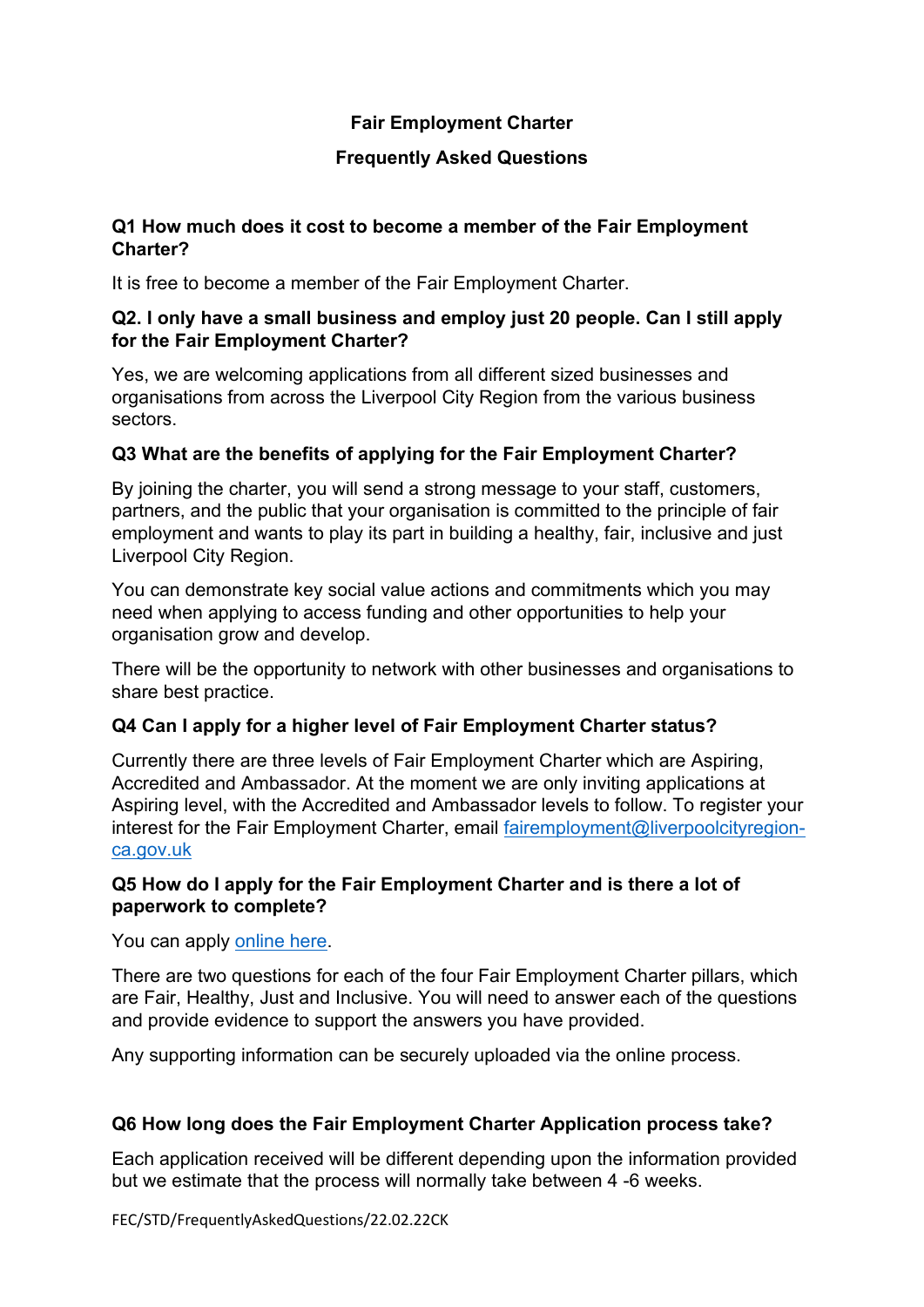# Fair Employment Charter

## Frequently Asked Questions

**Q1 How much does it cost to become a member of the Fair Employment Charter?**

It is free to become a member of the Fair Employment Charter.

**Q2. I only have a small business and employ just 20 people. Can I still apply for the Fair Employment Charter?**

Yes, we are welcoming applications from all different sized businesses and organisations from across the Liverpool City Region from the various business sectors.

**Q3 What are the benefits of applying for the Fair Employment Charter?**

By joining the charter, you will send a strong message to your staff, customers, partners, and the public that your organisation is committed to the principle of fair employment and wants to play its part in building a healthy, fair, inclusive and just Liverpool City Region.

You can demonstrate key social value actions and commitments which you may need when applying to access funding and other opportunities to help your organisation grow and develop.

There will be the opportunity to network with other businesses and organisations to share best practice.

**Q4 Can I apply for a higher level of Fair Employment Charter status?**

Currently there are three levels of Fair Employment Charter which are Aspiring, Accredited and Ambassador. At the moment we are only inviting applications at Aspiring level, with the Accredited and Ambassador levels to follow. To register your interest for the Fair Employment Charter, email fairemployment@liverpoolcityregion-ca.gov.uk

**Q5 How do I apply for the Fair Employment Charter and is there a lot of paperwork to complete?**

You can apply online here.

There are two questions for each of the four Fair Employment Charter pillars, which are Fair, Healthy, Just and Inclusive. You will need to answer each of the questions and provide evidence to support the answers you have provided.

Any supporting information can be securely uploaded via the online process.

**Q6 How long does the Fair Employment Charter Application process take?**

Each application received will be different depending upon the information provided but we estimate that the process will normally take between 4 -6 weeks.

FEC/STD/FrequentlyAskedQuestions/22.02.22CK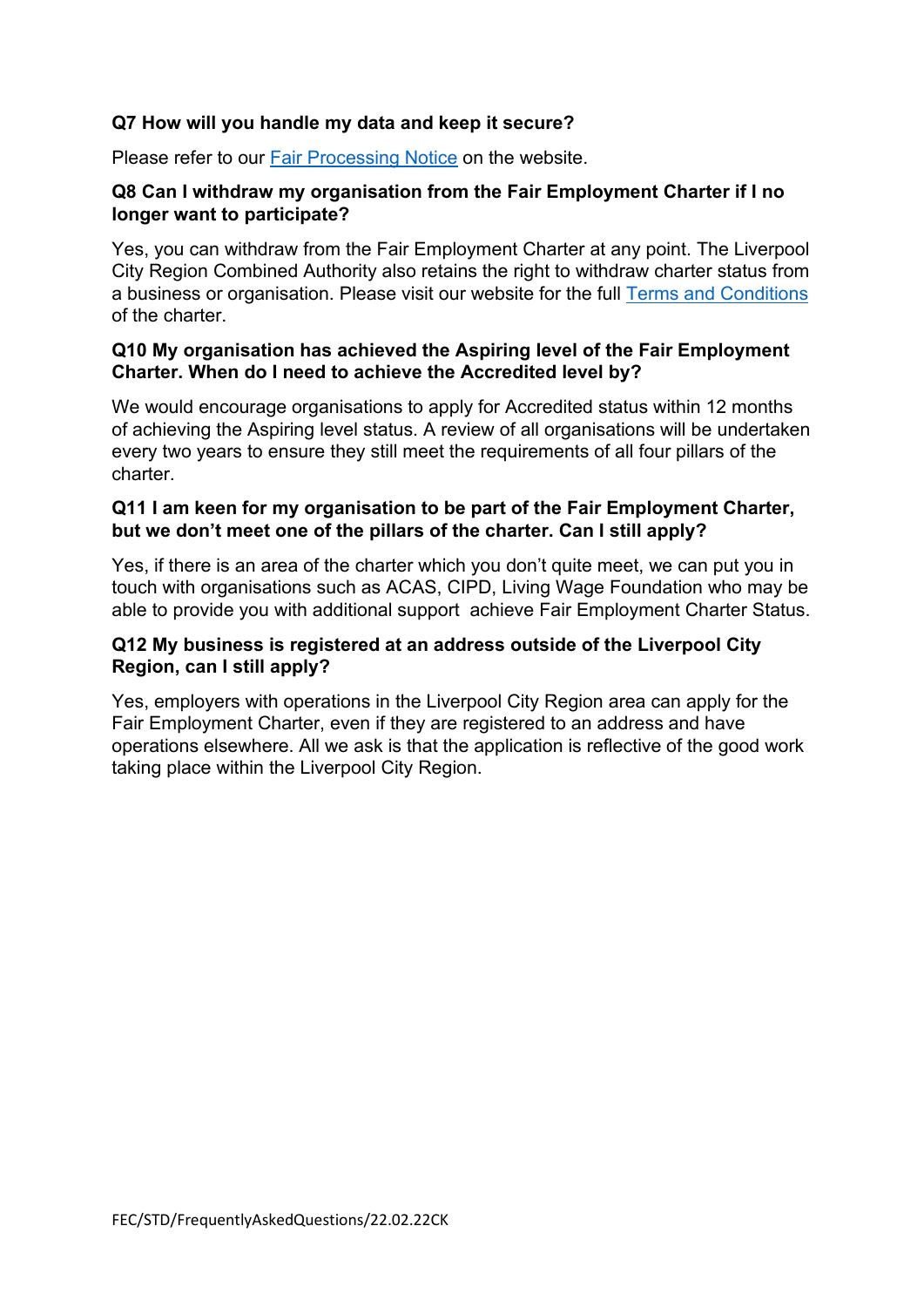**Q7 How will you handle my data and keep it secure?**

Please refer to our [Fair Processing Notice] on the website.

**Q8 Can I withdraw my organisation from the Fair Employment Charter if I no longer want to participate?**

Yes, you can withdraw from the Fair Employment Charter at any point. The Liverpool City Region Combined Authority also retains the right to withdraw charter status from a business or organisation. Please visit our website for the full [Terms and Conditions] of the charter.

**Q10 My organisation has achieved the Aspiring level of the Fair Employment Charter. When do I need to achieve the Accredited level by?**

We would encourage organisations to apply for Accredited status within 12 months of achieving the Aspiring level status. A review of all organisations will be undertaken every two years to ensure they still meet the requirements of all four pillars of the charter.

**Q11 I am keen for my organisation to be part of the Fair Employment Charter, but we don't meet one of the pillars of the charter. Can I still apply?**

Yes, if there is an area of the charter which you don't quite meet, we can put you in touch with organisations such as ACAS, CIPD, Living Wage Foundation who may be able to provide you with additional support achieve Fair Employment Charter Status.

**Q12 My business is registered at an address outside of the Liverpool City Region, can I still apply?**

Yes, employers with operations in the Liverpool City Region area can apply for the Fair Employment Charter, even if they are registered to an address and have operations elsewhere. All we ask is that the application is reflective of the good work taking place within the Liverpool City Region.

FEC/STD/FrequentlyAskedQuestions/22.02.22CK